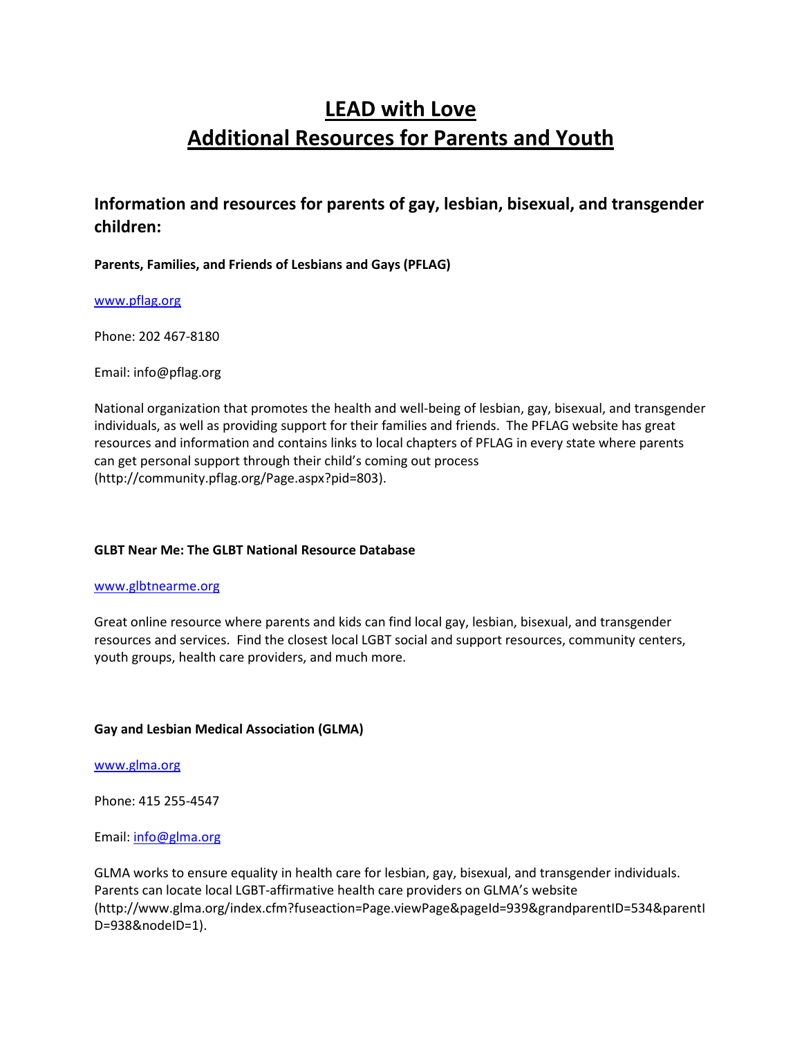# LEAD with Love
# Additional Resources for Parents and Youth

## Information and resources for parents of gay, lesbian, bisexual, and transgender children:

**Parents, Families, and Friends of Lesbians and Gays (PFLAG)**

[www.pflag.org](http://www.pflag.org)

Phone: 202 467-8180

Email: info@pflag.org

National organization that promotes the health and well-being of lesbian, gay, bisexual, and transgender individuals, as well as providing support for their families and friends. The PFLAG website has great resources and information and contains links to local chapters of PFLAG in every state where parents can get personal support through their child's coming out process (http://community.pflag.org/Page.aspx?pid=803).

**GLBT Near Me: The GLBT National Resource Database**

[www.glbtnearme.org](http://www.glbtnearme.org)

Great online resource where parents and kids can find local gay, lesbian, bisexual, and transgender resources and services. Find the closest local LGBT social and support resources, community centers, youth groups, health care providers, and much more.

**Gay and Lesbian Medical Association (GLMA)**

[www.glma.org](http://www.glma.org)

Phone: 415 255-4547

Email: [info@glma.org](mailto:info@glma.org)

GLMA works to ensure equality in health care for lesbian, gay, bisexual, and transgender individuals. Parents can locate local LGBT-affirmative health care providers on GLMA's website (http://www.glma.org/index.cfm?fuseaction=Page.viewPage&pageId=939&grandparentID=534&parentID=938&nodeID=1).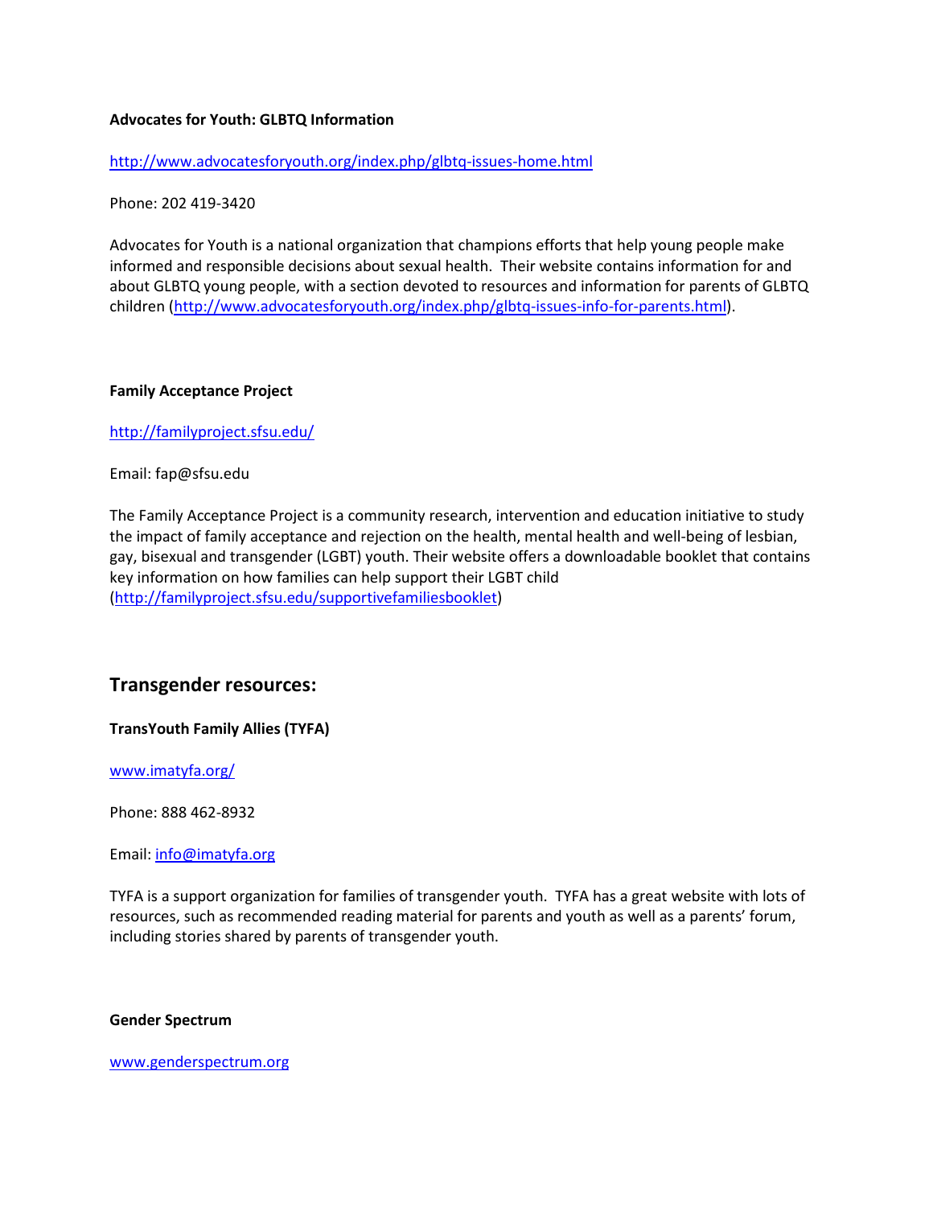**Advocates for Youth: GLBTQ Information**

http://www.advocatesforyouth.org/index.php/glbtq-issues-home.html

Phone: 202 419-3420

Advocates for Youth is a national organization that champions efforts that help young people make informed and responsible decisions about sexual health. Their website contains information for and about GLBTQ young people, with a section devoted to resources and information for parents of GLBTQ children (http://www.advocatesforyouth.org/index.php/glbtq-issues-info-for-parents.html).

**Family Acceptance Project**

http://familyproject.sfsu.edu/

Email: fap@sfsu.edu

The Family Acceptance Project is a community research, intervention and education initiative to study the impact of family acceptance and rejection on the health, mental health and well-being of lesbian, gay, bisexual and transgender (LGBT) youth. Their website offers a downloadable booklet that contains key information on how families can help support their LGBT child (http://familyproject.sfsu.edu/supportivefamiliesbooklet)

## Transgender resources:

**TransYouth Family Allies (TYFA)**

www.imatyfa.org/

Phone: 888 462-8932

Email: info@imatyfa.org

TYFA is a support organization for families of transgender youth. TYFA has a great website with lots of resources, such as recommended reading material for parents and youth as well as a parents' forum, including stories shared by parents of transgender youth.

**Gender Spectrum**

www.genderspectrum.org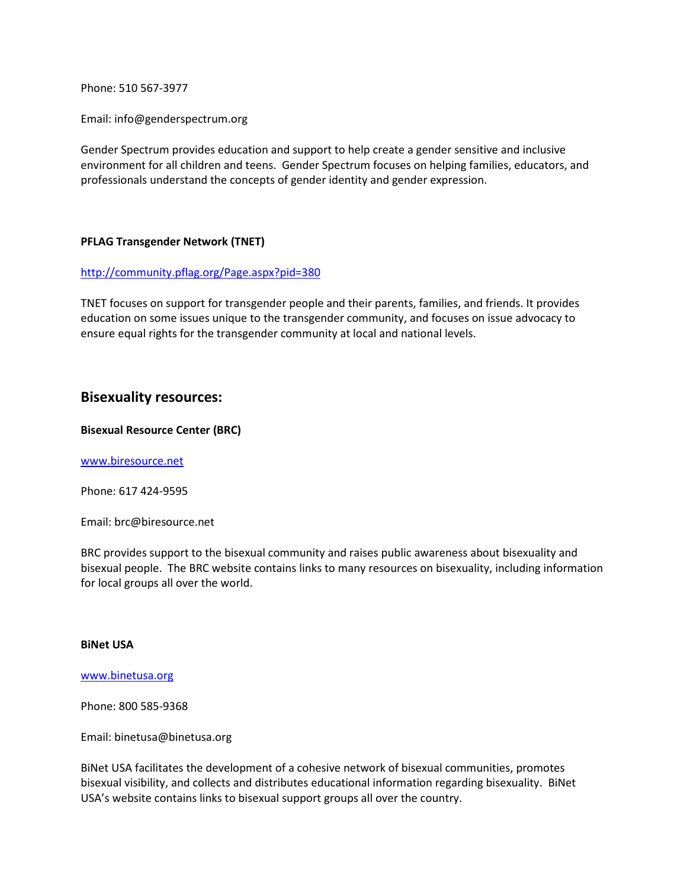Phone: 510 567-3977

Email: info@genderspectrum.org

Gender Spectrum provides education and support to help create a gender sensitive and inclusive environment for all children and teens. Gender Spectrum focuses on helping families, educators, and professionals understand the concepts of gender identity and gender expression.

**PFLAG Transgender Network (TNET)**

[http://community.pflag.org/Page.aspx?pid=380](http://community.pflag.org/Page.aspx?pid=380)

TNET focuses on support for transgender people and their parents, families, and friends. It provides education on some issues unique to the transgender community, and focuses on issue advocacy to ensure equal rights for the transgender community at local and national levels.

## Bisexuality resources:

**Bisexual Resource Center (BRC)**

[www.biresource.net](http://www.biresource.net)

Phone: 617 424-9595

Email: brc@biresource.net

BRC provides support to the bisexual community and raises public awareness about bisexuality and bisexual people. The BRC website contains links to many resources on bisexuality, including information for local groups all over the world.

**BiNet USA**

[www.binetusa.org](http://www.binetusa.org)

Phone: 800 585-9368

Email: binetusa@binetusa.org

BiNet USA facilitates the development of a cohesive network of bisexual communities, promotes bisexual visibility, and collects and distributes educational information regarding bisexuality. BiNet USA's website contains links to bisexual support groups all over the country.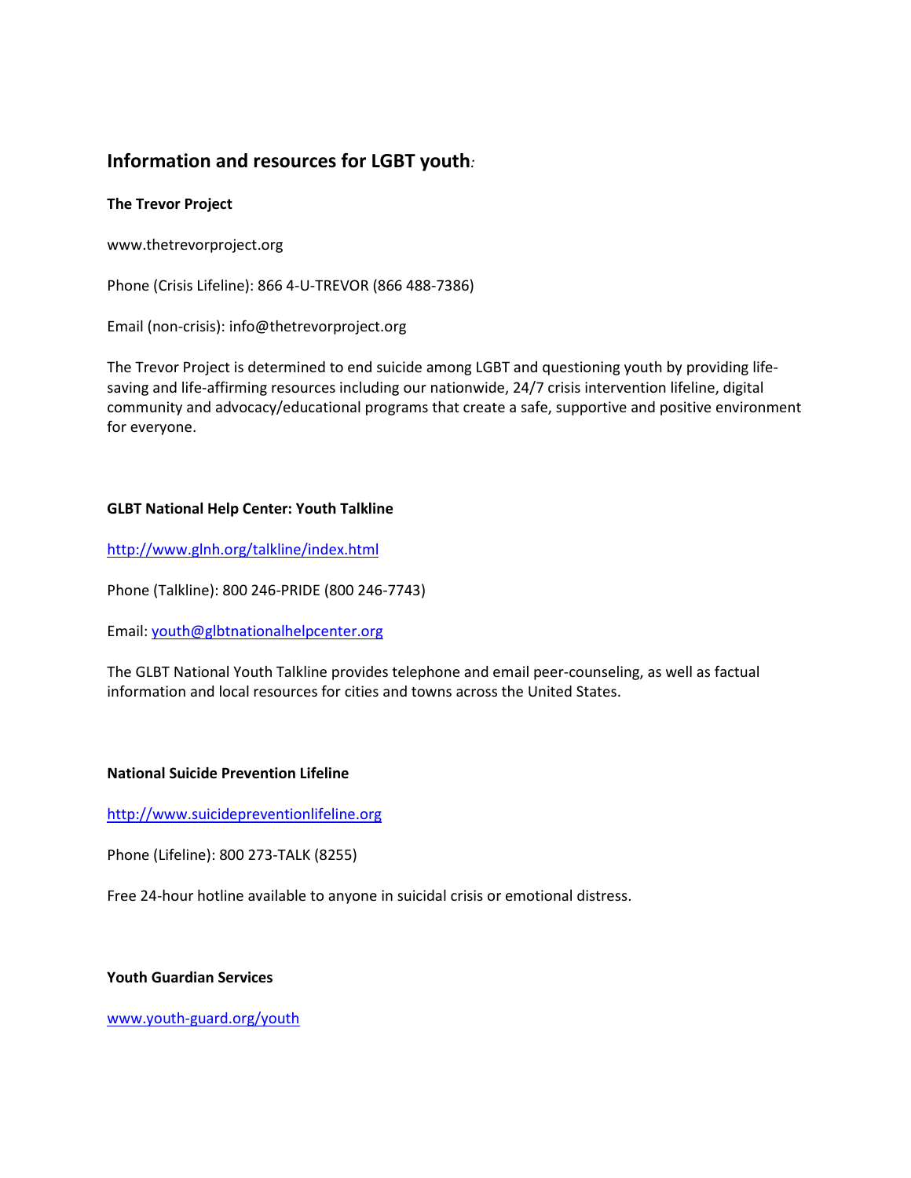## Information and resources for LGBT youth*:*

**The Trevor Project**

www.thetrevorproject.org

Phone (Crisis Lifeline): 866 4-U-TREVOR (866 488-7386)

Email (non-crisis): info@thetrevorproject.org

The Trevor Project is determined to end suicide among LGBT and questioning youth by providing life-saving and life-affirming resources including our nationwide, 24/7 crisis intervention lifeline, digital community and advocacy/educational programs that create a safe, supportive and positive environment for everyone.

**GLBT National Help Center: Youth Talkline**

http://www.glnh.org/talkline/index.html

Phone (Talkline): 800 246-PRIDE (800 246-7743)

Email: youth@glbtnationalhelpcenter.org

The GLBT National Youth Talkline provides telephone and email peer-counseling, as well as factual information and local resources for cities and towns across the United States.

**National Suicide Prevention Lifeline**

http://www.suicidepreventionlifeline.org

Phone (Lifeline): 800 273-TALK (8255)

Free 24-hour hotline available to anyone in suicidal crisis or emotional distress.

**Youth Guardian Services**

www.youth-guard.org/youth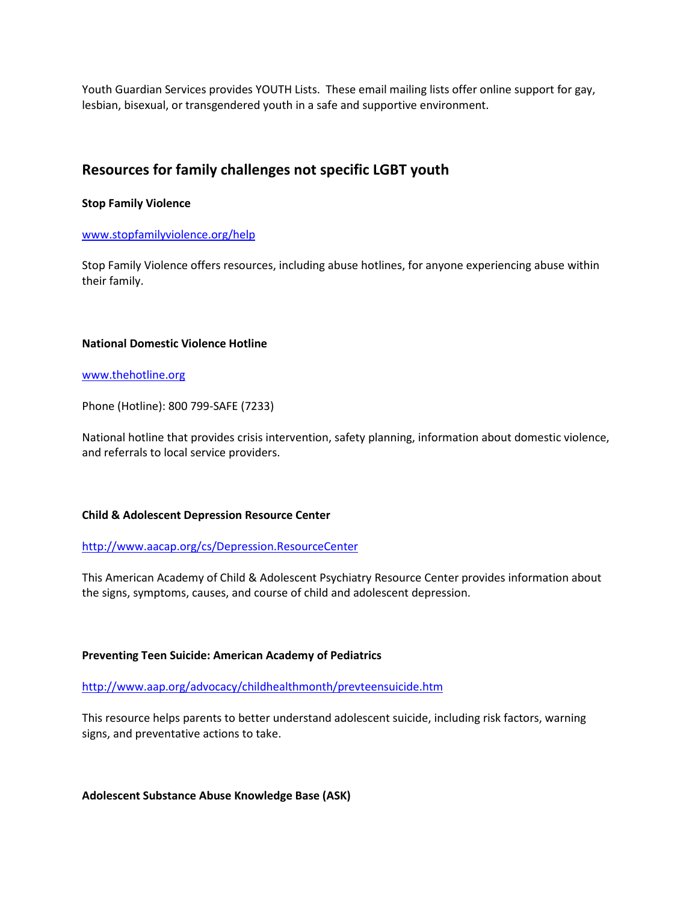Youth Guardian Services provides YOUTH Lists. These email mailing lists offer online support for gay, lesbian, bisexual, or transgendered youth in a safe and supportive environment.

## Resources for family challenges not specific LGBT youth

**Stop Family Violence**

[www.stopfamilyviolence.org/help](www.stopfamilyviolence.org/help)

Stop Family Violence offers resources, including abuse hotlines, for anyone experiencing abuse within their family.

**National Domestic Violence Hotline**

[www.thehotline.org](www.thehotline.org)

Phone (Hotline): 800 799-SAFE (7233)

National hotline that provides crisis intervention, safety planning, information about domestic violence, and referrals to local service providers.

**Child & Adolescent Depression Resource Center**

[http://www.aacap.org/cs/Depression.ResourceCenter](http://www.aacap.org/cs/Depression.ResourceCenter)

This American Academy of Child & Adolescent Psychiatry Resource Center provides information about the signs, symptoms, causes, and course of child and adolescent depression.

**Preventing Teen Suicide: American Academy of Pediatrics**

[http://www.aap.org/advocacy/childhealthmonth/prevteensuicide.htm](http://www.aap.org/advocacy/childhealthmonth/prevteensuicide.htm)

This resource helps parents to better understand adolescent suicide, including risk factors, warning signs, and preventative actions to take.

**Adolescent Substance Abuse Knowledge Base (ASK)**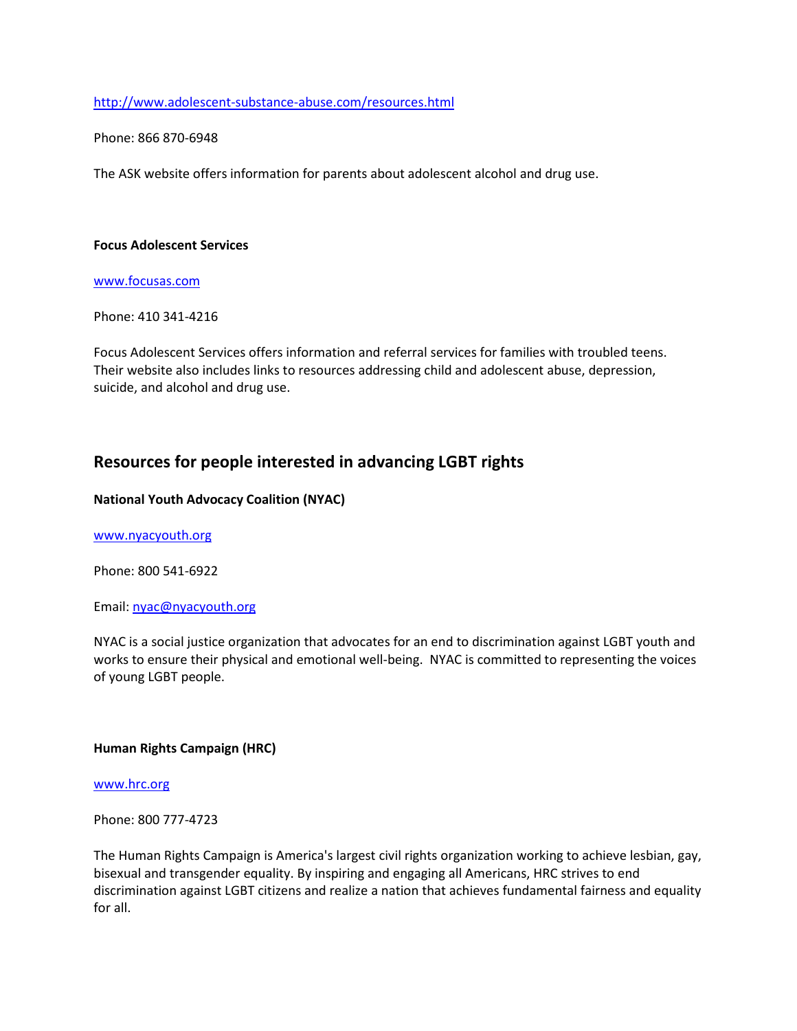http://www.adolescent-substance-abuse.com/resources.html

Phone: 866 870-6948

The ASK website offers information for parents about adolescent alcohol and drug use.

**Focus Adolescent Services**

www.focusas.com

Phone: 410 341-4216

Focus Adolescent Services offers information and referral services for families with troubled teens. Their website also includes links to resources addressing child and adolescent abuse, depression, suicide, and alcohol and drug use.

## Resources for people interested in advancing LGBT rights

**National Youth Advocacy Coalition (NYAC)**

www.nyacyouth.org

Phone: 800 541-6922

Email: nyac@nyacyouth.org

NYAC is a social justice organization that advocates for an end to discrimination against LGBT youth and works to ensure their physical and emotional well-being. NYAC is committed to representing the voices of young LGBT people.

**Human Rights Campaign (HRC)**

www.hrc.org

Phone: 800 777-4723

The Human Rights Campaign is America's largest civil rights organization working to achieve lesbian, gay, bisexual and transgender equality. By inspiring and engaging all Americans, HRC strives to end discrimination against LGBT citizens and realize a nation that achieves fundamental fairness and equality for all.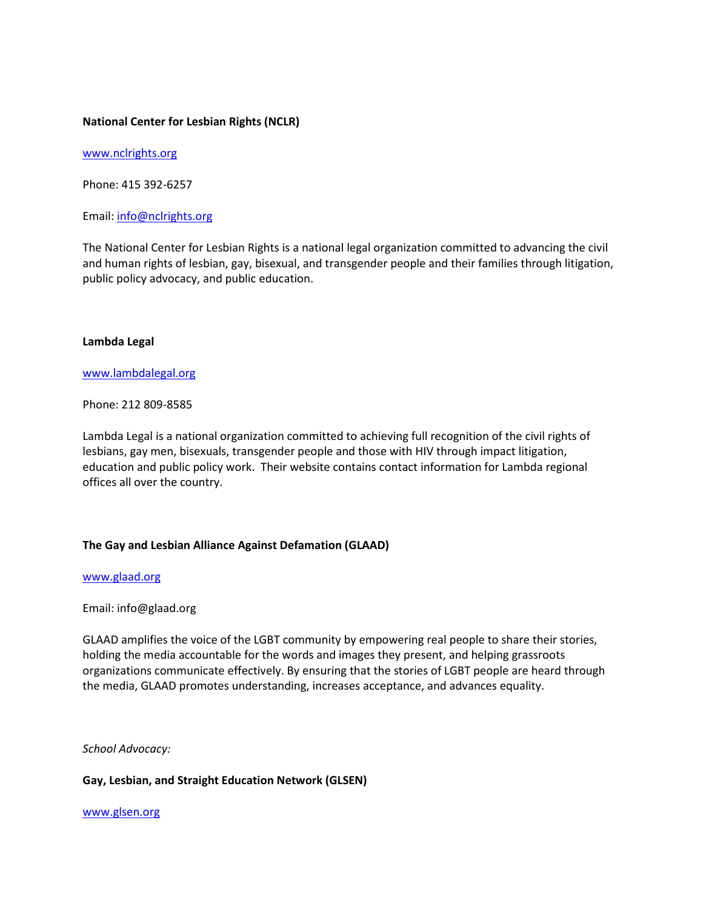**National Center for Lesbian Rights (NCLR)**

[www.nclrights.org](http://www.nclrights.org)

Phone: 415 392-6257

Email: [info@nclrights.org](mailto:info@nclrights.org)

The National Center for Lesbian Rights is a national legal organization committed to advancing the civil and human rights of lesbian, gay, bisexual, and transgender people and their families through litigation, public policy advocacy, and public education.

**Lambda Legal**

[www.lambdalegal.org](http://www.lambdalegal.org)

Phone: 212 809-8585

Lambda Legal is a national organization committed to achieving full recognition of the civil rights of lesbians, gay men, bisexuals, transgender people and those with HIV through impact litigation, education and public policy work. Their website contains contact information for Lambda regional offices all over the country.

**The Gay and Lesbian Alliance Against Defamation (GLAAD)**

[www.glaad.org](http://www.glaad.org)

Email: info@glaad.org

GLAAD amplifies the voice of the LGBT community by empowering real people to share their stories, holding the media accountable for the words and images they present, and helping grassroots organizations communicate effectively. By ensuring that the stories of LGBT people are heard through the media, GLAAD promotes understanding, increases acceptance, and advances equality.

*School Advocacy:*

**Gay, Lesbian, and Straight Education Network (GLSEN)**

[www.glsen.org](http://www.glsen.org)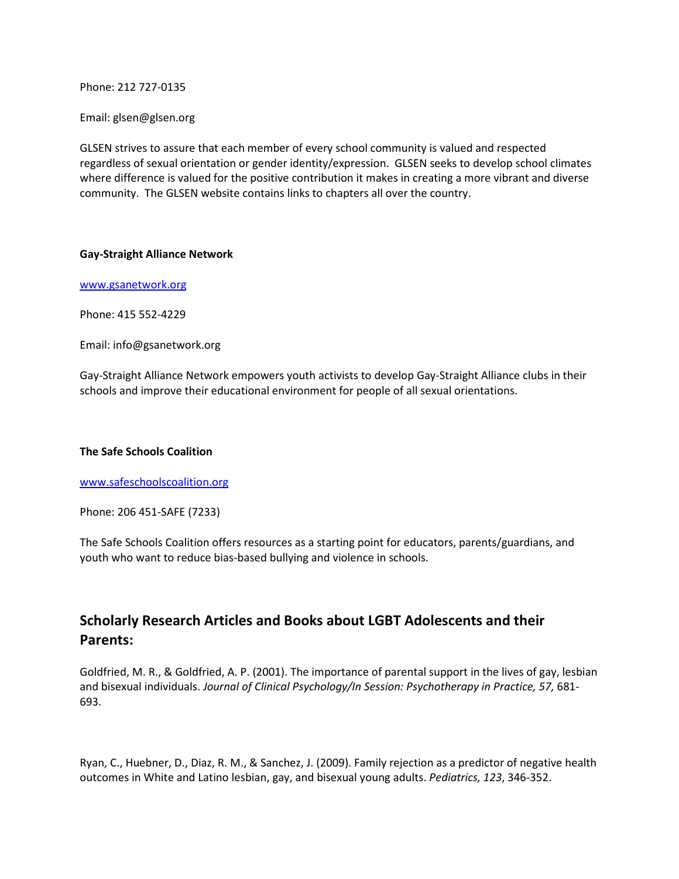Phone: 212 727-0135

Email: glsen@glsen.org

GLSEN strives to assure that each member of every school community is valued and respected regardless of sexual orientation or gender identity/expression. GLSEN seeks to develop school climates where difference is valued for the positive contribution it makes in creating a more vibrant and diverse community. The GLSEN website contains links to chapters all over the country.

**Gay-Straight Alliance Network**

www.gsanetwork.org

Phone: 415 552-4229

Email: info@gsanetwork.org

Gay-Straight Alliance Network empowers youth activists to develop Gay-Straight Alliance clubs in their schools and improve their educational environment for people of all sexual orientations.

**The Safe Schools Coalition**

www.safeschoolscoalition.org

Phone: 206 451-SAFE (7233)

The Safe Schools Coalition offers resources as a starting point for educators, parents/guardians, and youth who want to reduce bias-based bullying and violence in schools.

## Scholarly Research Articles and Books about LGBT Adolescents and their Parents:

Goldfried, M. R., & Goldfried, A. P. (2001). The importance of parental support in the lives of gay, lesbian and bisexual individuals. *Journal of Clinical Psychology/In Session: Psychotherapy in Practice, 57,* 681-693.

Ryan, C., Huebner, D., Diaz, R. M., & Sanchez, J. (2009). Family rejection as a predictor of negative health outcomes in White and Latino lesbian, gay, and bisexual young adults. *Pediatrics, 123*, 346-352.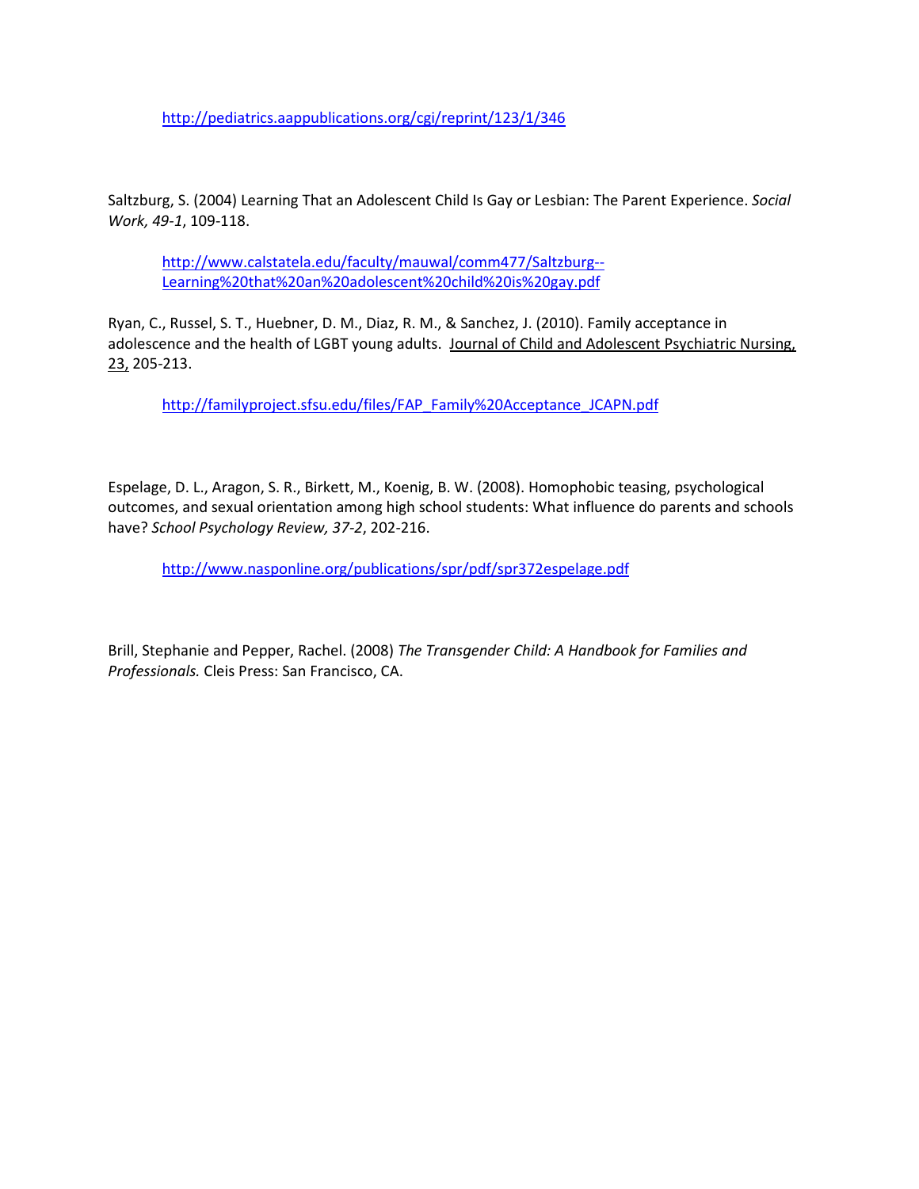http://pediatrics.aappublications.org/cgi/reprint/123/1/346

Saltzburg, S. (2004) Learning That an Adolescent Child Is Gay or Lesbian: The Parent Experience. *Social Work, 49-1*, 109-118.

http://www.calstatela.edu/faculty/mauwal/comm477/Saltzburg--Learning%20that%20an%20adolescent%20child%20is%20gay.pdf

Ryan, C., Russel, S. T., Huebner, D. M., Diaz, R. M., & Sanchez, J. (2010). Family acceptance in adolescence and the health of LGBT young adults. <u>Journal of Child and Adolescent Psychiatric Nursing, 23,</u> 205-213.

http://familyproject.sfsu.edu/files/FAP_Family%20Acceptance_JCAPN.pdf

Espelage, D. L., Aragon, S. R., Birkett, M., Koenig, B. W. (2008). Homophobic teasing, psychological outcomes, and sexual orientation among high school students: What influence do parents and schools have? *School Psychology Review, 37-2*, 202-216.

http://www.nasponline.org/publications/spr/pdf/spr372espelage.pdf

Brill, Stephanie and Pepper, Rachel. (2008) *The Transgender Child: A Handbook for Families and Professionals.* Cleis Press: San Francisco, CA.